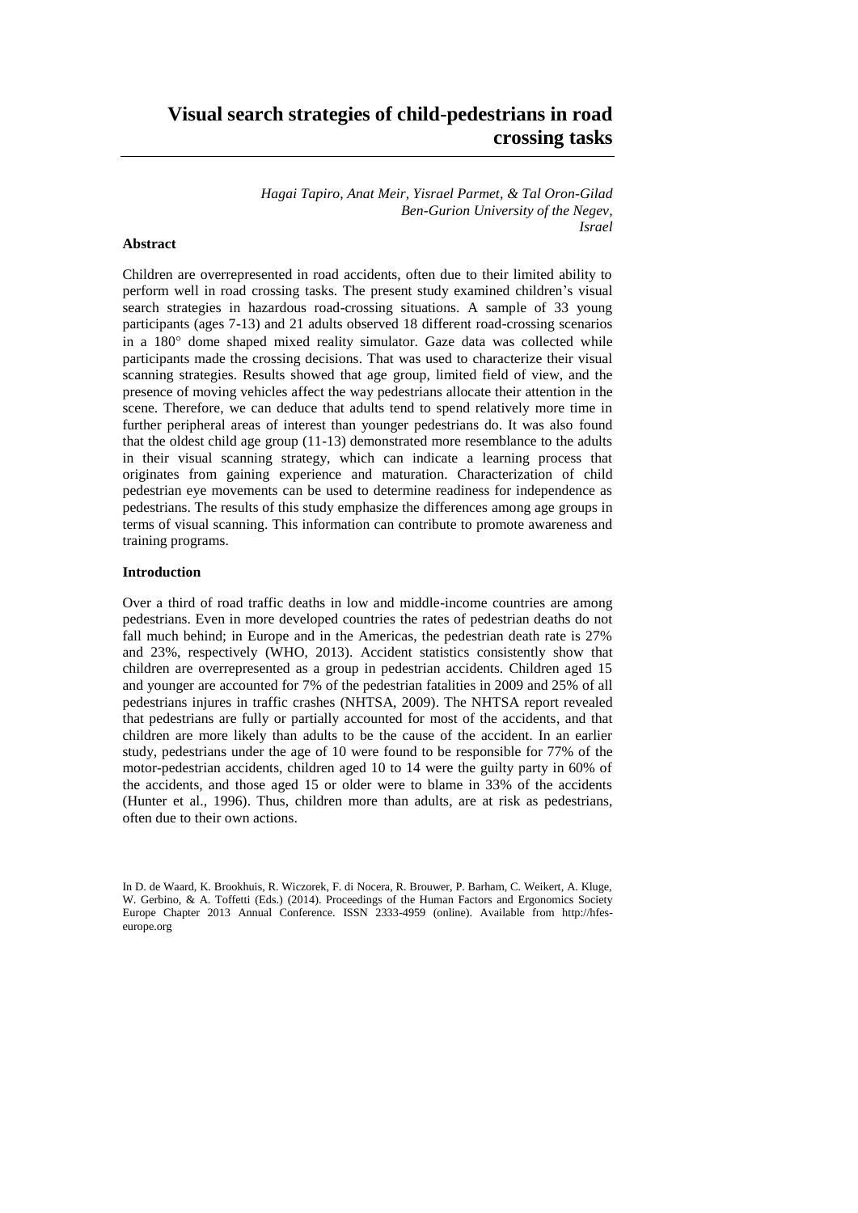# Visual search strategies of child-pedestrians in road crossing tasks

*Hagai Tapiro, Anat Meir, Yisrael Parmet, & Tal Oron-Gilad*
*Ben-Gurion University of the Negev, Israel*

## Abstract

Children are overrepresented in road accidents, often due to their limited ability to perform well in road crossing tasks. The present study examined children's visual search strategies in hazardous road-crossing situations. A sample of 33 young participants (ages 7-13) and 21 adults observed 18 different road-crossing scenarios in a 180° dome shaped mixed reality simulator. Gaze data was collected while participants made the crossing decisions. That was used to characterize their visual scanning strategies. Results showed that age group, limited field of view, and the presence of moving vehicles affect the way pedestrians allocate their attention in the scene. Therefore, we can deduce that adults tend to spend relatively more time in further peripheral areas of interest than younger pedestrians do. It was also found that the oldest child age group (11-13) demonstrated more resemblance to the adults in their visual scanning strategy, which can indicate a learning process that originates from gaining experience and maturation. Characterization of child pedestrian eye movements can be used to determine readiness for independence as pedestrians. The results of this study emphasize the differences among age groups in terms of visual scanning. This information can contribute to promote awareness and training programs.

## Introduction

Over a third of road traffic deaths in low and middle-income countries are among pedestrians. Even in more developed countries the rates of pedestrian deaths do not fall much behind; in Europe and in the Americas, the pedestrian death rate is 27% and 23%, respectively (WHO, 2013). Accident statistics consistently show that children are overrepresented as a group in pedestrian accidents. Children aged 15 and younger are accounted for 7% of the pedestrian fatalities in 2009 and 25% of all pedestrians injures in traffic crashes (NHTSA, 2009). The NHTSA report revealed that pedestrians are fully or partially accounted for most of the accidents, and that children are more likely than adults to be the cause of the accident. In an earlier study, pedestrians under the age of 10 were found to be responsible for 77% of the motor-pedestrian accidents, children aged 10 to 14 were the guilty party in 60% of the accidents, and those aged 15 or older were to blame in 33% of the accidents (Hunter et al., 1996). Thus, children more than adults, are at risk as pedestrians, often due to their own actions.

In D. de Waard, K. Brookhuis, R. Wiczorek, F. di Nocera, R. Brouwer, P. Barham, C. Weikert, A. Kluge, W. Gerbino, & A. Toffetti (Eds.) (2014). Proceedings of the Human Factors and Ergonomics Society Europe Chapter 2013 Annual Conference. ISSN 2333-4959 (online). Available from http://hfes-europe.org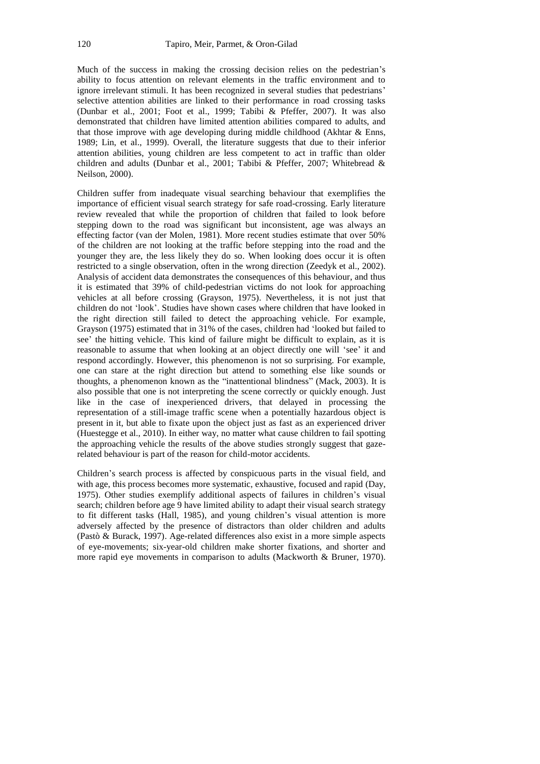Much of the success in making the crossing decision relies on the pedestrian's ability to focus attention on relevant elements in the traffic environment and to ignore irrelevant stimuli. It has been recognized in several studies that pedestrians' selective attention abilities are linked to their performance in road crossing tasks (Dunbar et al., 2001; Foot et al., 1999; Tabibi & Pfeffer, 2007). It was also demonstrated that children have limited attention abilities compared to adults, and that those improve with age developing during middle childhood (Akhtar & Enns, 1989; Lin, et al., 1999). Overall, the literature suggests that due to their inferior attention abilities, young children are less competent to act in traffic than older children and adults (Dunbar et al., 2001; Tabibi & Pfeffer, 2007; Whitebread & Neilson, 2000).

Children suffer from inadequate visual searching behaviour that exemplifies the importance of efficient visual search strategy for safe road-crossing. Early literature review revealed that while the proportion of children that failed to look before stepping down to the road was significant but inconsistent, age was always an effecting factor (van der Molen, 1981). More recent studies estimate that over 50% of the children are not looking at the traffic before stepping into the road and the younger they are, the less likely they do so. When looking does occur it is often restricted to a single observation, often in the wrong direction (Zeedyk et al., 2002). Analysis of accident data demonstrates the consequences of this behaviour, and thus it is estimated that 39% of child-pedestrian victims do not look for approaching vehicles at all before crossing (Grayson, 1975). Nevertheless, it is not just that children do not 'look'. Studies have shown cases where children that have looked in the right direction still failed to detect the approaching vehicle. For example, Grayson (1975) estimated that in 31% of the cases, children had 'looked but failed to see' the hitting vehicle. This kind of failure might be difficult to explain, as it is reasonable to assume that when looking at an object directly one will 'see' it and respond accordingly. However, this phenomenon is not so surprising. For example, one can stare at the right direction but attend to something else like sounds or thoughts, a phenomenon known as the "inattentional blindness" (Mack, 2003). It is also possible that one is not interpreting the scene correctly or quickly enough. Just like in the case of inexperienced drivers, that delayed in processing the representation of a still-image traffic scene when a potentially hazardous object is present in it, but able to fixate upon the object just as fast as an experienced driver (Huestegge et al., 2010). In either way, no matter what cause children to fail spotting the approaching vehicle the results of the above studies strongly suggest that gaze-related behaviour is part of the reason for child-motor accidents.

Children's search process is affected by conspicuous parts in the visual field, and with age, this process becomes more systematic, exhaustive, focused and rapid (Day, 1975). Other studies exemplify additional aspects of failures in children's visual search; children before age 9 have limited ability to adapt their visual search strategy to fit different tasks (Hall, 1985), and young children's visual attention is more adversely affected by the presence of distractors than older children and adults (Pastò & Burack, 1997). Age-related differences also exist in a more simple aspects of eye-movements; six-year-old children make shorter fixations, and shorter and more rapid eye movements in comparison to adults (Mackworth & Bruner, 1970).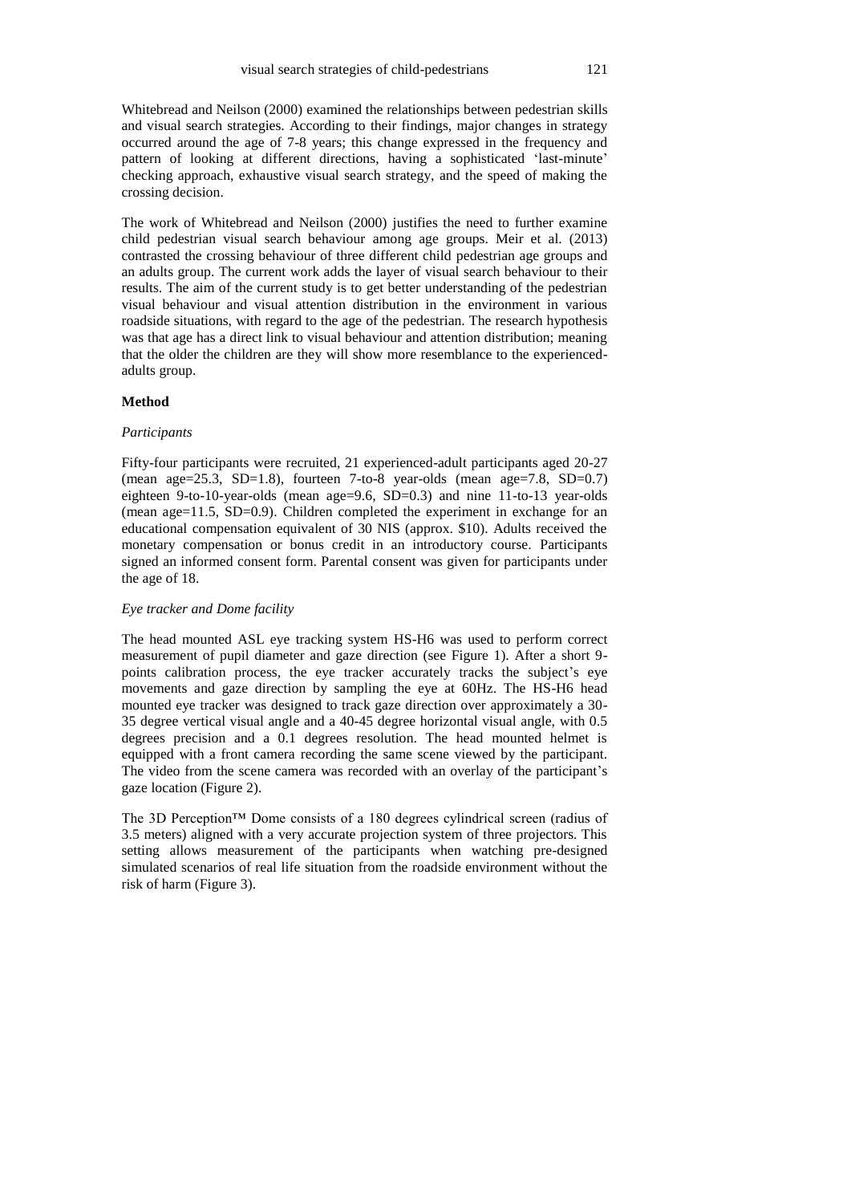Whitebread and Neilson (2000) examined the relationships between pedestrian skills and visual search strategies. According to their findings, major changes in strategy occurred around the age of 7-8 years; this change expressed in the frequency and pattern of looking at different directions, having a sophisticated 'last-minute' checking approach, exhaustive visual search strategy, and the speed of making the crossing decision.

The work of Whitebread and Neilson (2000) justifies the need to further examine child pedestrian visual search behaviour among age groups. Meir et al. (2013) contrasted the crossing behaviour of three different child pedestrian age groups and an adults group. The current work adds the layer of visual search behaviour to their results. The aim of the current study is to get better understanding of the pedestrian visual behaviour and visual attention distribution in the environment in various roadside situations, with regard to the age of the pedestrian. The research hypothesis was that age has a direct link to visual behaviour and attention distribution; meaning that the older the children are they will show more resemblance to the experienced-adults group.

## Method

### *Participants*

Fifty-four participants were recruited, 21 experienced-adult participants aged 20-27 (mean age=25.3, SD=1.8), fourteen 7-to-8 year-olds (mean age=7.8, SD=0.7) eighteen 9-to-10-year-olds (mean age=9.6, SD=0.3) and nine 11-to-13 year-olds (mean age=11.5, SD=0.9). Children completed the experiment in exchange for an educational compensation equivalent of 30 NIS (approx. $10). Adults received the monetary compensation or bonus credit in an introductory course. Participants signed an informed consent form. Parental consent was given for participants under the age of 18.

### *Eye tracker and Dome facility*

The head mounted ASL eye tracking system HS-H6 was used to perform correct measurement of pupil diameter and gaze direction (see Figure 1). After a short 9-points calibration process, the eye tracker accurately tracks the subject's eye movements and gaze direction by sampling the eye at 60Hz. The HS-H6 head mounted eye tracker was designed to track gaze direction over approximately a 30-35 degree vertical visual angle and a 40-45 degree horizontal visual angle, with 0.5 degrees precision and a 0.1 degrees resolution. The head mounted helmet is equipped with a front camera recording the same scene viewed by the participant. The video from the scene camera was recorded with an overlay of the participant's gaze location (Figure 2).

The 3D Perception™ Dome consists of a 180 degrees cylindrical screen (radius of 3.5 meters) aligned with a very accurate projection system of three projectors. This setting allows measurement of the participants when watching pre-designed simulated scenarios of real life situation from the roadside environment without the risk of harm (Figure 3).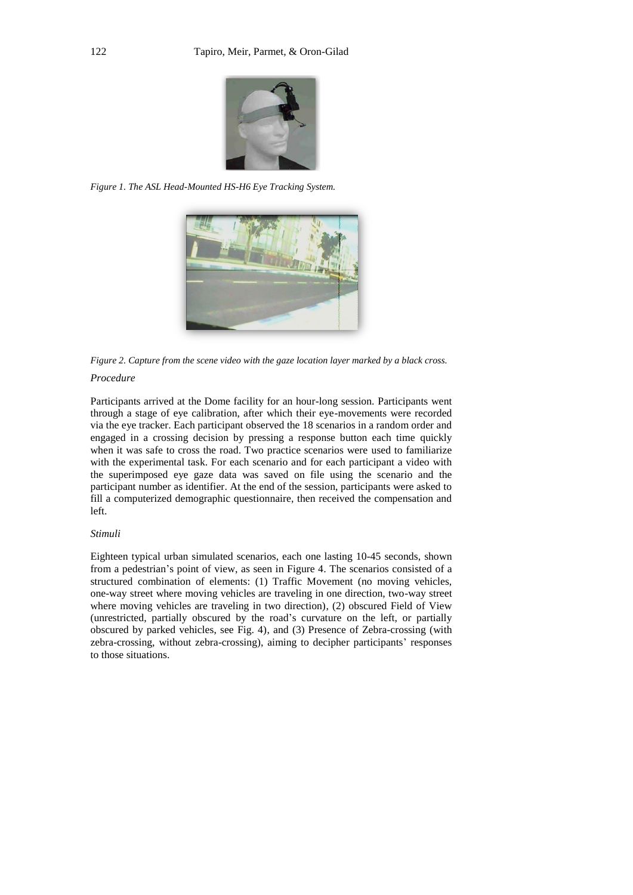*Figure 1. The ASL Head-Mounted HS-H6 Eye Tracking System.*

*Figure 2. Capture from the scene video with the gaze location layer marked by a black cross.*

*Procedure*

Participants arrived at the Dome facility for an hour-long session. Participants went through a stage of eye calibration, after which their eye-movements were recorded via the eye tracker. Each participant observed the 18 scenarios in a random order and engaged in a crossing decision by pressing a response button each time quickly when it was safe to cross the road. Two practice scenarios were used to familiarize with the experimental task. For each scenario and for each participant a video with the superimposed eye gaze data was saved on file using the scenario and the participant number as identifier. At the end of the session, participants were asked to fill a computerized demographic questionnaire, then received the compensation and left.

*Stimuli*

Eighteen typical urban simulated scenarios, each one lasting 10-45 seconds, shown from a pedestrian's point of view, as seen in Figure 4. The scenarios consisted of a structured combination of elements: (1) Traffic Movement (no moving vehicles, one-way street where moving vehicles are traveling in one direction, two-way street where moving vehicles are traveling in two direction), (2) obscured Field of View (unrestricted, partially obscured by the road's curvature on the left, or partially obscured by parked vehicles, see Fig. 4), and (3) Presence of Zebra-crossing (with zebra-crossing, without zebra-crossing), aiming to decipher participants' responses to those situations.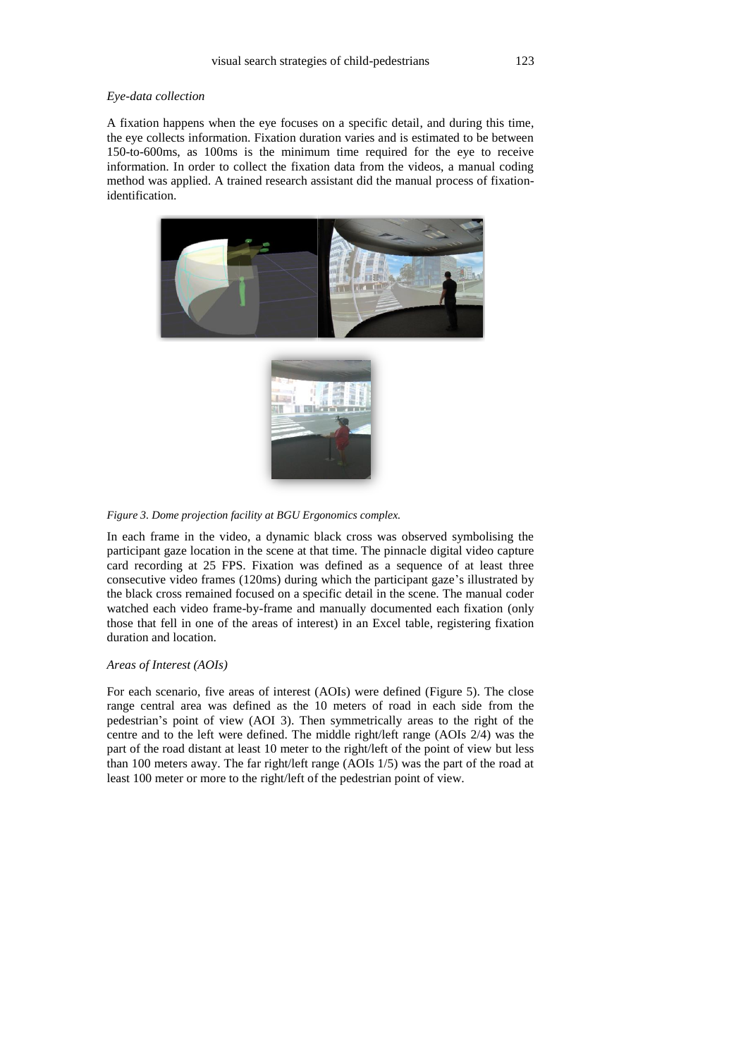### *Eye-data collection*

A fixation happens when the eye focuses on a specific detail, and during this time, the eye collects information. Fixation duration varies and is estimated to be between 150-to-600ms, as 100ms is the minimum time required for the eye to receive information. In order to collect the fixation data from the videos, a manual coding method was applied. A trained research assistant did the manual process of fixation-identification.

*Figure 3. Dome projection facility at BGU Ergonomics complex.*

In each frame in the video, a dynamic black cross was observed symbolising the participant gaze location in the scene at that time. The pinnacle digital video capture card recording at 25 FPS. Fixation was defined as a sequence of at least three consecutive video frames (120ms) during which the participant gaze's illustrated by the black cross remained focused on a specific detail in the scene. The manual coder watched each video frame-by-frame and manually documented each fixation (only those that fell in one of the areas of interest) in an Excel table, registering fixation duration and location.

### *Areas of Interest (AOIs)*

For each scenario, five areas of interest (AOIs) were defined (Figure 5). The close range central area was defined as the 10 meters of road in each side from the pedestrian's point of view (AOI 3). Then symmetrically areas to the right of the centre and to the left were defined. The middle right/left range (AOIs 2/4) was the part of the road distant at least 10 meter to the right/left of the point of view but less than 100 meters away. The far right/left range (AOIs 1/5) was the part of the road at least 100 meter or more to the right/left of the pedestrian point of view.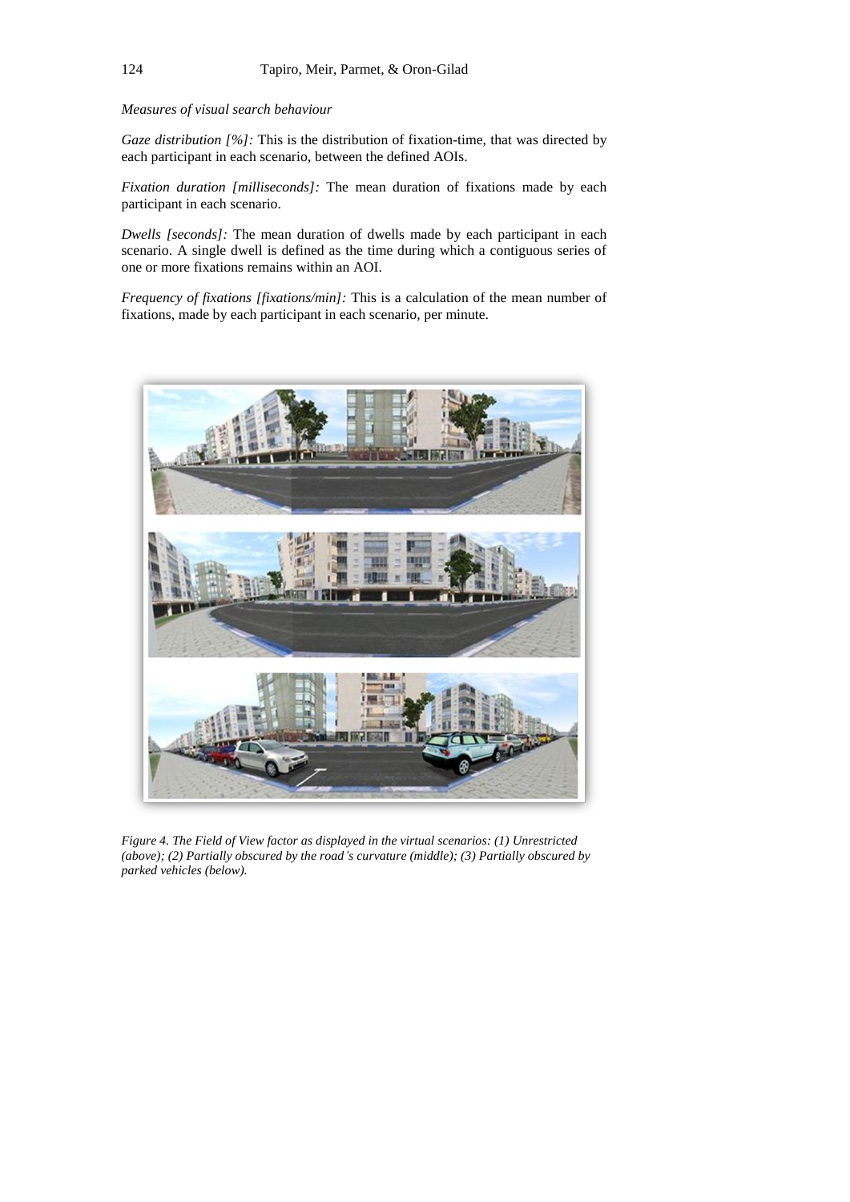*Measures of visual search behaviour*

*Gaze distribution [%]:* This is the distribution of fixation-time, that was directed by each participant in each scenario, between the defined AOIs.

*Fixation duration [milliseconds]:* The mean duration of fixations made by each participant in each scenario.

*Dwells [seconds]:* The mean duration of dwells made by each participant in each scenario. A single dwell is defined as the time during which a contiguous series of one or more fixations remains within an AOI.

*Frequency of fixations [fixations/min]:* This is a calculation of the mean number of fixations, made by each participant in each scenario, per minute.

*Figure 4. The Field of View factor as displayed in the virtual scenarios: (1) Unrestricted (above); (2) Partially obscured by the road's curvature (middle); (3) Partially obscured by parked vehicles (below).*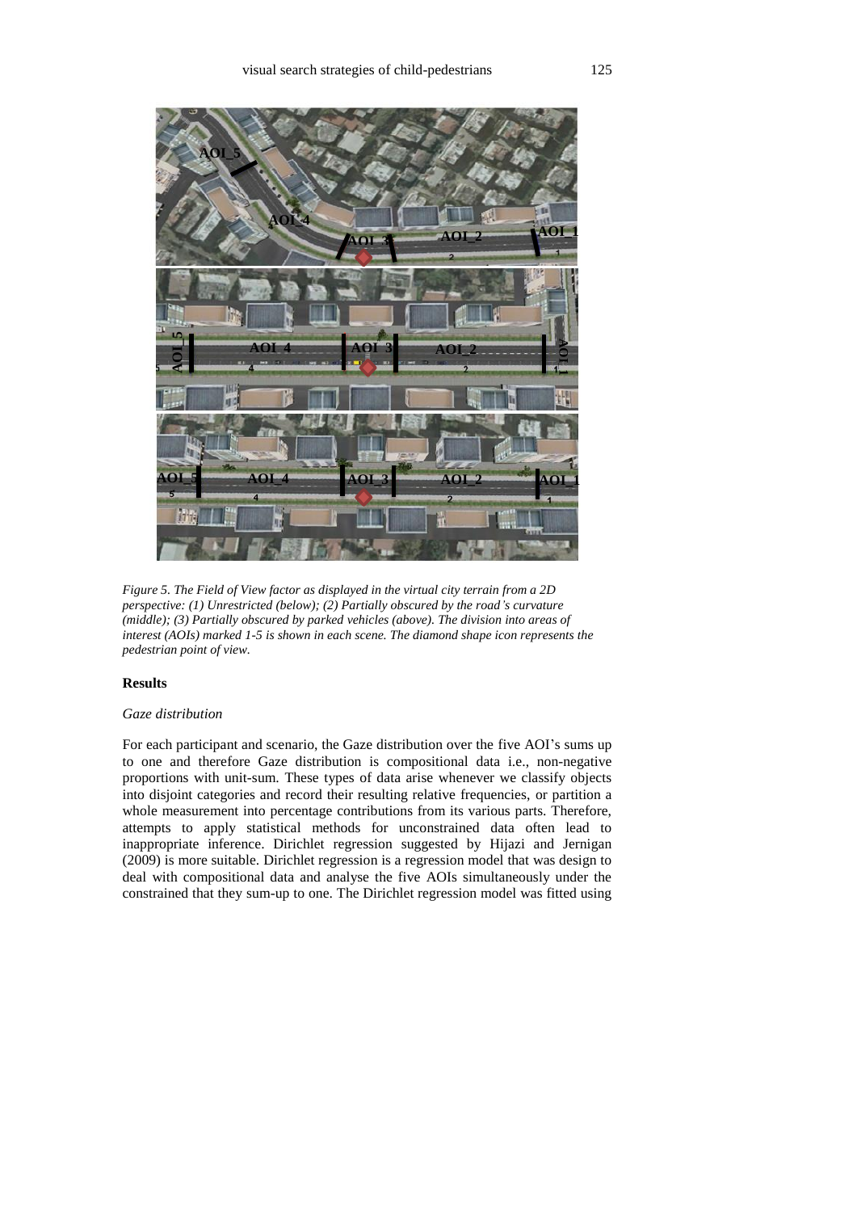*Figure 5. The Field of View factor as displayed in the virtual city terrain from a 2D perspective: (1) Unrestricted (below); (2) Partially obscured by the road's curvature (middle); (3) Partially obscured by parked vehicles (above). The division into areas of interest (AOIs) marked 1-5 is shown in each scene. The diamond shape icon represents the pedestrian point of view.*

### Results

#### *Gaze distribution*

For each participant and scenario, the Gaze distribution over the five AOI's sums up to one and therefore Gaze distribution is compositional data i.e., non-negative proportions with unit-sum. These types of data arise whenever we classify objects into disjoint categories and record their resulting relative frequencies, or partition a whole measurement into percentage contributions from its various parts. Therefore, attempts to apply statistical methods for unconstrained data often lead to inappropriate inference. Dirichlet regression suggested by Hijazi and Jernigan (2009) is more suitable. Dirichlet regression is a regression model that was design to deal with compositional data and analyse the five AOIs simultaneously under the constrained that they sum-up to one. The Dirichlet regression model was fitted using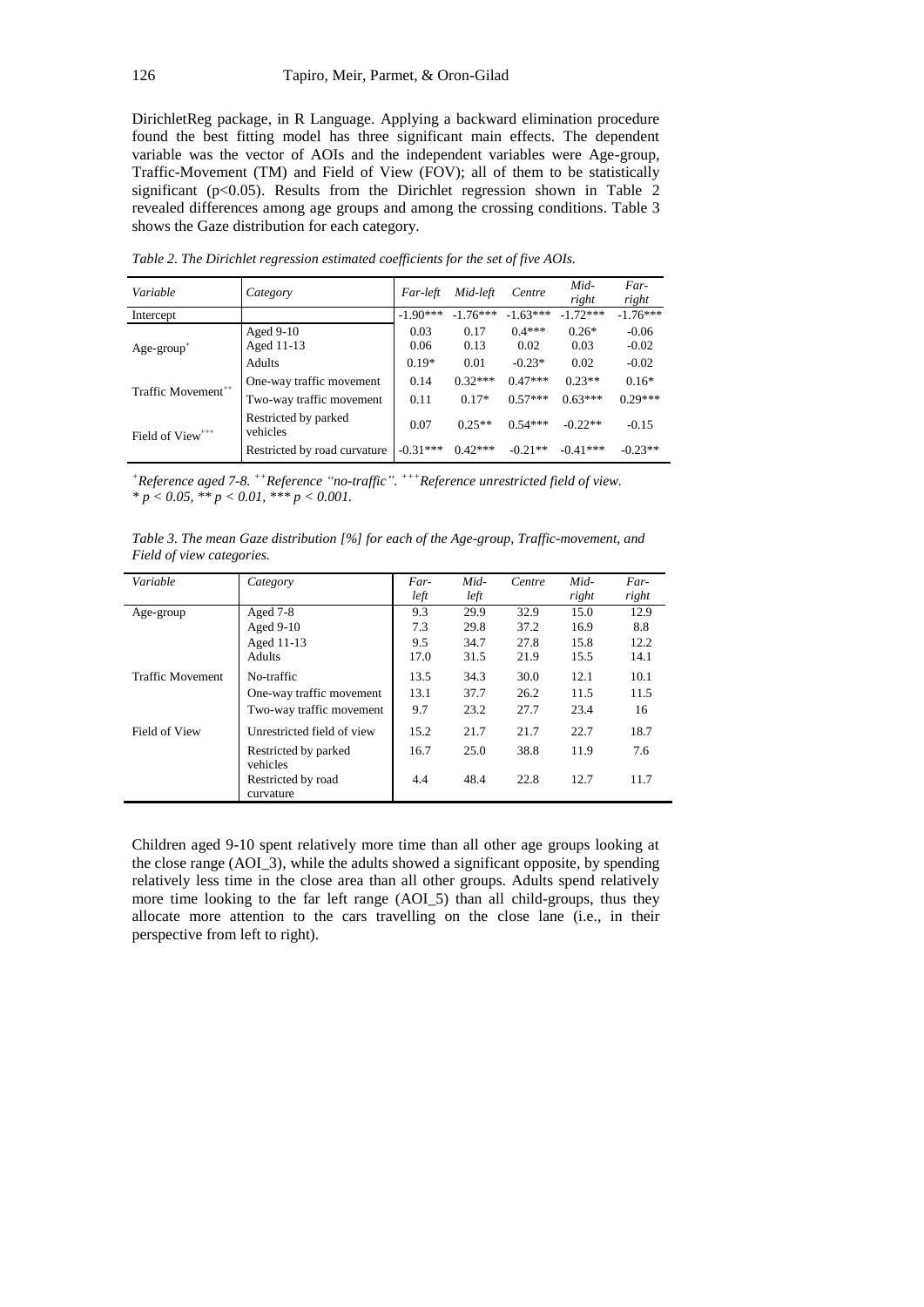DirichletReg package, in R Language. Applying a backward elimination procedure found the best fitting model has three significant main effects. The dependent variable was the vector of AOIs and the independent variables were Age-group, Traffic-Movement (TM) and Field of View (FOV); all of them to be statistically significant ($p<0.05$). Results from the Dirichlet regression shown in Table 2 revealed differences among age groups and among the crossing conditions. Table 3 shows the Gaze distribution for each category.

*Table 2. The Dirichlet regression estimated coefficients for the set of five AOIs.*

| *Variable* | *Category* | *Far-left* | *Mid-left* | *Centre* | *Mid-right* | *Far-right* |
|---|---|---|---|---|---|---|
| Intercept | | -1.90*** | -1.76*** | -1.63*** | -1.72*** | -1.76*** |
| Age-group[+] | Aged 9-10 | 0.03 | 0.17 | 0.4*** | 0.26* | -0.06 |
| | Aged 11-13 | 0.06 | 0.13 | 0.02 | 0.03 | -0.02 |
| | Adults | 0.19* | 0.01 | -0.23* | 0.02 | -0.02 |
| Traffic Movement[++] | One-way traffic movement | 0.14 | 0.32*** | 0.47*** | 0.23** | 0.16* |
| | Two-way traffic movement | 0.11 | 0.17* | 0.57*** | 0.63*** | 0.29*** |
| Field of View[+++] | Restricted by parked vehicles | 0.07 | 0.25** | 0.54*** | -0.22** | -0.15 |
| | Restricted by road curvature | -0.31*** | 0.42*** | -0.21** | -0.41*** | -0.23** |

*[+]Reference aged 7-8. [++]Reference "no-traffic". [+++]Reference unrestricted field of view.*
*\* $p < 0.05$, \*\* $p < 0.01$, \*\*\* $p < 0.001$.*

*Table 3. The mean Gaze distribution [%] for each of the Age-group, Traffic-movement, and Field of view categories.*

| *Variable* | *Category* | *Far-left* | *Mid-left* | *Centre* | *Mid-right* | *Far-right* |
|---|---|---|---|---|---|---|
| Age-group | Aged 7-8 | 9.3 | 29.9 | 32.9 | 15.0 | 12.9 |
| | Aged 9-10 | 7.3 | 29.8 | 37.2 | 16.9 | 8.8 |
| | Aged 11-13 | 9.5 | 34.7 | 27.8 | 15.8 | 12.2 |
| | Adults | 17.0 | 31.5 | 21.9 | 15.5 | 14.1 |
| Traffic Movement | No-traffic | 13.5 | 34.3 | 30.0 | 12.1 | 10.1 |
| | One-way traffic movement | 13.1 | 37.7 | 26.2 | 11.5 | 11.5 |
| | Two-way traffic movement | 9.7 | 23.2 | 27.7 | 23.4 | 16 |
| Field of View | Unrestricted field of view | 15.2 | 21.7 | 21.7 | 22.7 | 18.7 |
| | Restricted by parked vehicles | 16.7 | 25.0 | 38.8 | 11.9 | 7.6 |
| | Restricted by road curvature | 4.4 | 48.4 | 22.8 | 12.7 | 11.7 |

Children aged 9-10 spent relatively more time than all other age groups looking at the close range (AOI_3), while the adults showed a significant opposite, by spending relatively less time in the close area than all other groups. Adults spend relatively more time looking to the far left range (AOI_5) than all child-groups, thus they allocate more attention to the cars travelling on the close lane (i.e., in their perspective from left to right).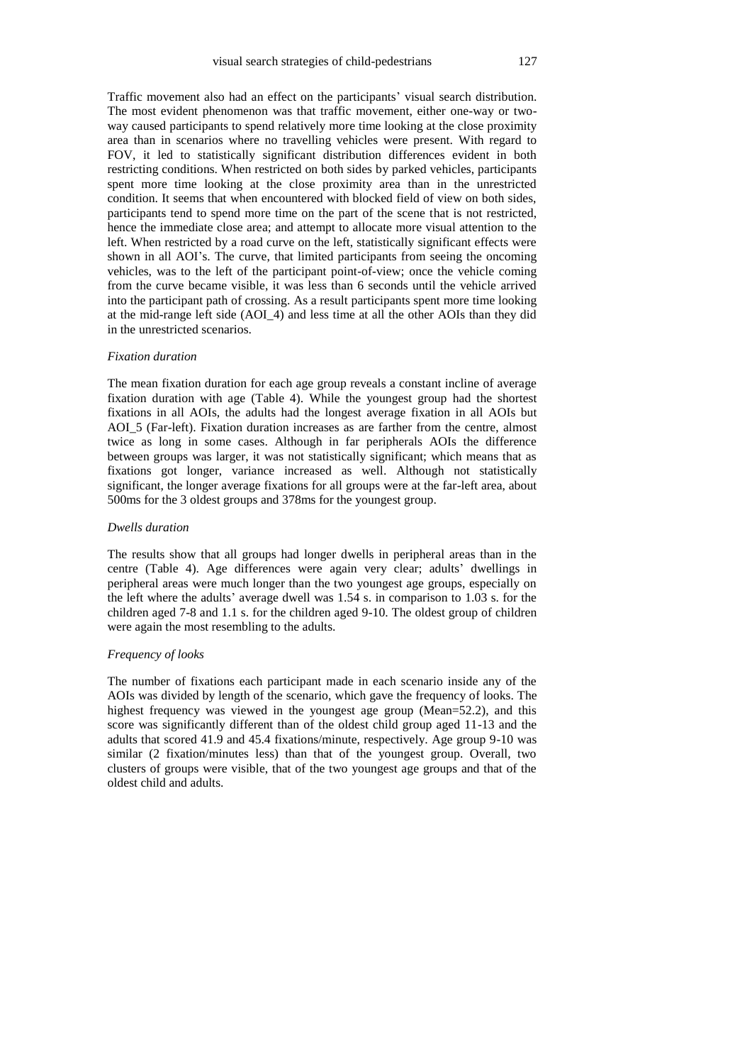Traffic movement also had an effect on the participants' visual search distribution. The most evident phenomenon was that traffic movement, either one-way or two-way caused participants to spend relatively more time looking at the close proximity area than in scenarios where no travelling vehicles were present. With regard to FOV, it led to statistically significant distribution differences evident in both restricting conditions. When restricted on both sides by parked vehicles, participants spent more time looking at the close proximity area than in the unrestricted condition. It seems that when encountered with blocked field of view on both sides, participants tend to spend more time on the part of the scene that is not restricted, hence the immediate close area; and attempt to allocate more visual attention to the left. When restricted by a road curve on the left, statistically significant effects were shown in all AOI's. The curve, that limited participants from seeing the oncoming vehicles, was to the left of the participant point-of-view; once the vehicle coming from the curve became visible, it was less than 6 seconds until the vehicle arrived into the participant path of crossing. As a result participants spent more time looking at the mid-range left side (AOI_4) and less time at all the other AOIs than they did in the unrestricted scenarios.

### *Fixation duration*

The mean fixation duration for each age group reveals a constant incline of average fixation duration with age (Table 4). While the youngest group had the shortest fixations in all AOIs, the adults had the longest average fixation in all AOIs but AOI_5 (Far-left). Fixation duration increases as are farther from the centre, almost twice as long in some cases. Although in far peripherals AOIs the difference between groups was larger, it was not statistically significant; which means that as fixations got longer, variance increased as well. Although not statistically significant, the longer average fixations for all groups were at the far-left area, about 500ms for the 3 oldest groups and 378ms for the youngest group.

### *Dwells duration*

The results show that all groups had longer dwells in peripheral areas than in the centre (Table 4). Age differences were again very clear; adults' dwellings in peripheral areas were much longer than the two youngest age groups, especially on the left where the adults' average dwell was 1.54 s. in comparison to 1.03 s. for the children aged 7-8 and 1.1 s. for the children aged 9-10. The oldest group of children were again the most resembling to the adults.

### *Frequency of looks*

The number of fixations each participant made in each scenario inside any of the AOIs was divided by length of the scenario, which gave the frequency of looks. The highest frequency was viewed in the youngest age group (Mean=52.2), and this score was significantly different than of the oldest child group aged 11-13 and the adults that scored 41.9 and 45.4 fixations/minute, respectively. Age group 9-10 was similar (2 fixation/minutes less) than that of the youngest group. Overall, two clusters of groups were visible, that of the two youngest age groups and that of the oldest child and adults.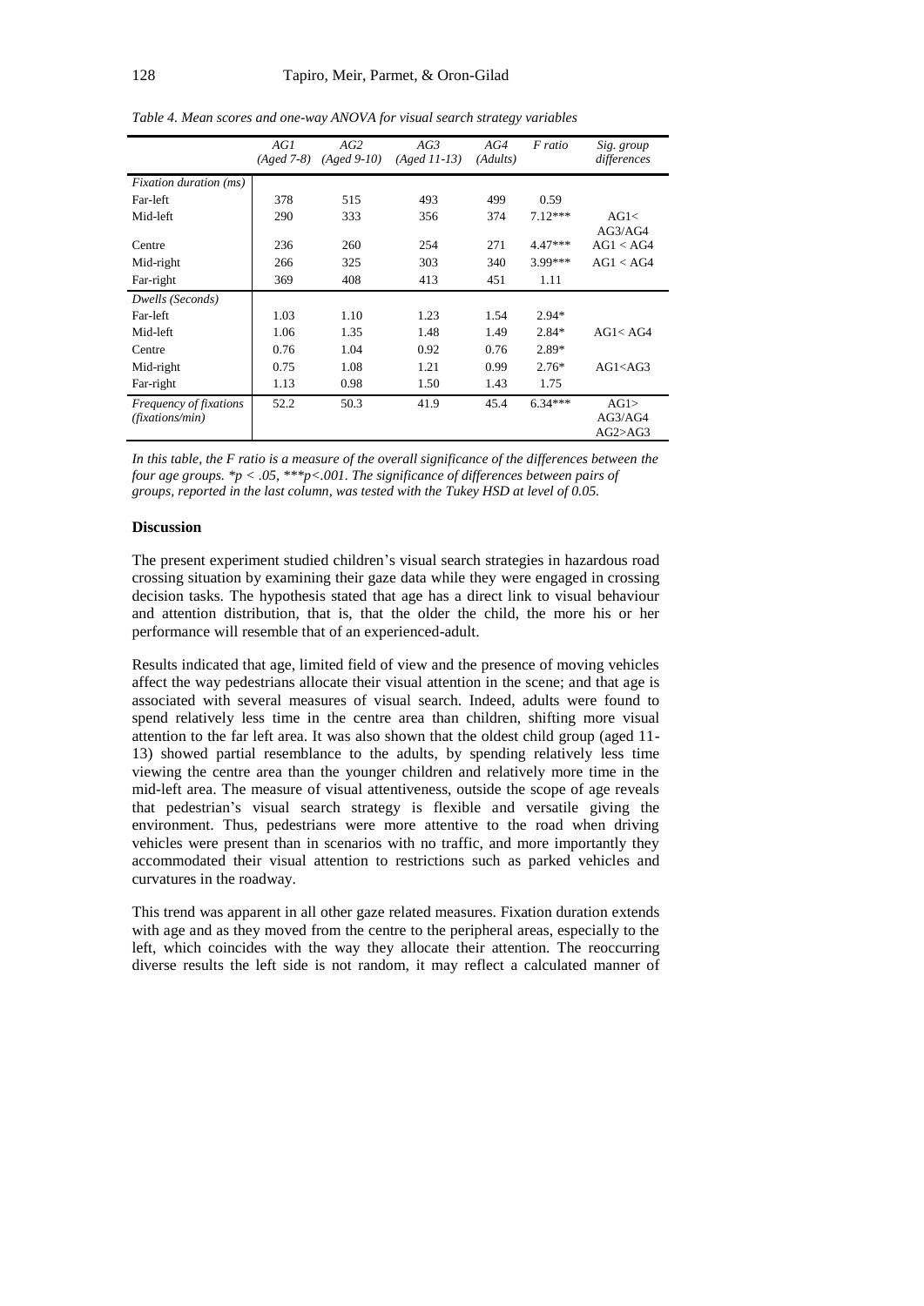*Table 4. Mean scores and one-way ANOVA for visual search strategy variables*

| | AG1 (Aged 7-8) | AG2 (Aged 9-10) | AG3 (Aged 11-13) | AG4 (Adults) | F ratio | Sig. group differences |
|---|---|---|---|---|---|---|
| *Fixation duration (ms)* | | | | | | |
| Far-left | 378 | 515 | 493 | 499 | 0.59 | |
| Mid-left | 290 | 333 | 356 | 374 | 7.12*** | AG1< AG3/AG4 |
| Centre | 236 | 260 | 254 | 271 | 4.47*** | AG1 < AG4 |
| Mid-right | 266 | 325 | 303 | 340 | 3.99*** | AG1 < AG4 |
| Far-right | 369 | 408 | 413 | 451 | 1.11 | |
| *Dwells (Seconds)* | | | | | | |
| Far-left | 1.03 | 1.10 | 1.23 | 1.54 | 2.94* | |
| Mid-left | 1.06 | 1.35 | 1.48 | 1.49 | 2.84* | AG1< AG4 |
| Centre | 0.76 | 1.04 | 0.92 | 0.76 | 2.89* | |
| Mid-right | 0.75 | 1.08 | 1.21 | 0.99 | 2.76* | AG1<AG3 |
| Far-right | 1.13 | 0.98 | 1.50 | 1.43 | 1.75 | |
| *Frequency of fixations (fixations/min)* | 52.2 | 50.3 | 41.9 | 45.4 | 6.34*** | AG1> AG3/AG4 AG2>AG3 |

*In this table, the F ratio is a measure of the overall significance of the differences between the four age groups. \*p < .05, \*\*\*p<.001. The significance of differences between pairs of groups, reported in the last column, was tested with the Tukey HSD at level of 0.05.*

**Discussion**

The present experiment studied children's visual search strategies in hazardous road crossing situation by examining their gaze data while they were engaged in crossing decision tasks. The hypothesis stated that age has a direct link to visual behaviour and attention distribution, that is, that the older the child, the more his or her performance will resemble that of an experienced-adult.

Results indicated that age, limited field of view and the presence of moving vehicles affect the way pedestrians allocate their visual attention in the scene; and that age is associated with several measures of visual search. Indeed, adults were found to spend relatively less time in the centre area than children, shifting more visual attention to the far left area. It was also shown that the oldest child group (aged 11-13) showed partial resemblance to the adults, by spending relatively less time viewing the centre area than the younger children and relatively more time in the mid-left area. The measure of visual attentiveness, outside the scope of age reveals that pedestrian's visual search strategy is flexible and versatile giving the environment. Thus, pedestrians were more attentive to the road when driving vehicles were present than in scenarios with no traffic, and more importantly they accommodated their visual attention to restrictions such as parked vehicles and curvatures in the roadway.

This trend was apparent in all other gaze related measures. Fixation duration extends with age and as they moved from the centre to the peripheral areas, especially to the left, which coincides with the way they allocate their attention. The reoccurring diverse results the left side is not random, it may reflect a calculated manner of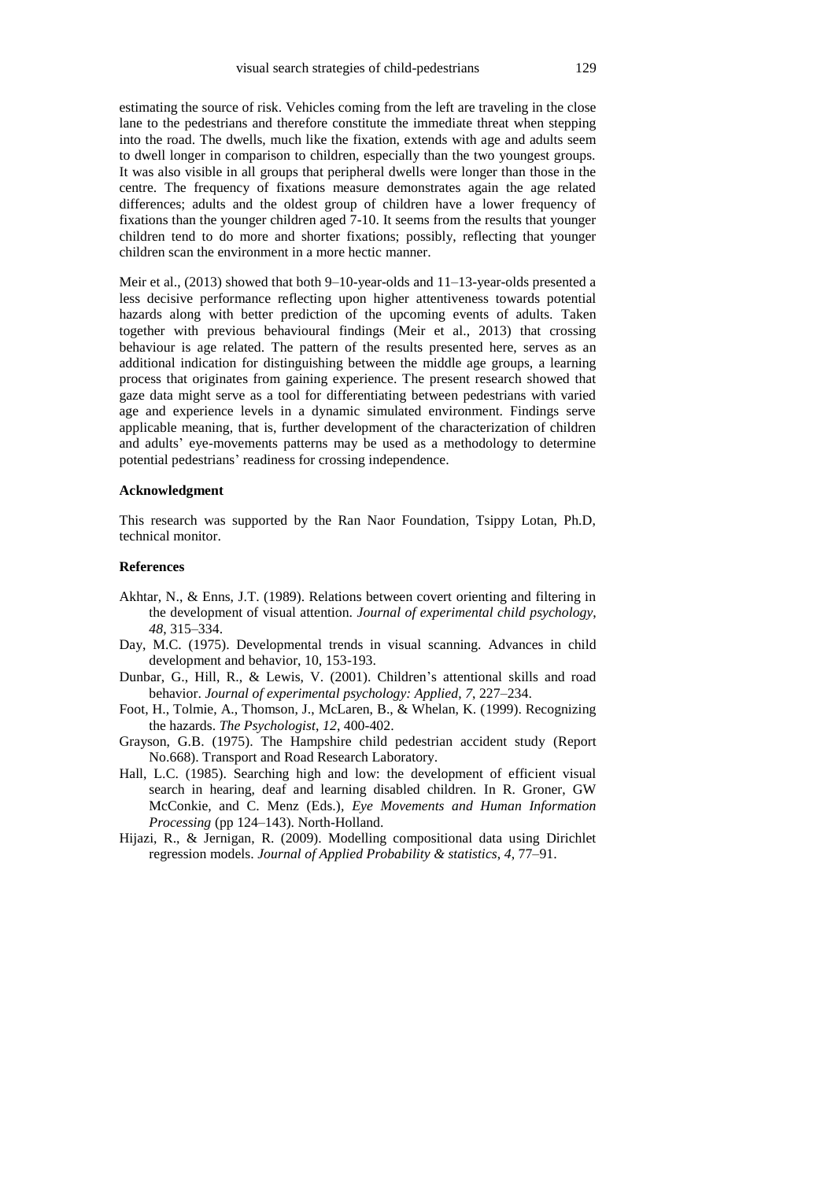estimating the source of risk. Vehicles coming from the left are traveling in the close lane to the pedestrians and therefore constitute the immediate threat when stepping into the road. The dwells, much like the fixation, extends with age and adults seem to dwell longer in comparison to children, especially than the two youngest groups. It was also visible in all groups that peripheral dwells were longer than those in the centre. The frequency of fixations measure demonstrates again the age related differences; adults and the oldest group of children have a lower frequency of fixations than the younger children aged 7-10. It seems from the results that younger children tend to do more and shorter fixations; possibly, reflecting that younger children scan the environment in a more hectic manner.

Meir et al., (2013) showed that both 9–10-year-olds and 11–13-year-olds presented a less decisive performance reflecting upon higher attentiveness towards potential hazards along with better prediction of the upcoming events of adults. Taken together with previous behavioural findings (Meir et al., 2013) that crossing behaviour is age related. The pattern of the results presented here, serves as an additional indication for distinguishing between the middle age groups, a learning process that originates from gaining experience. The present research showed that gaze data might serve as a tool for differentiating between pedestrians with varied age and experience levels in a dynamic simulated environment. Findings serve applicable meaning, that is, further development of the characterization of children and adults' eye-movements patterns may be used as a methodology to determine potential pedestrians' readiness for crossing independence.

### Acknowledgment

This research was supported by the Ran Naor Foundation, Tsippy Lotan, Ph.D, technical monitor.

### References

- Akhtar, N., & Enns, J.T. (1989). Relations between covert orienting and filtering in the development of visual attention. *Journal of experimental child psychology*, *48*, 315–334.
- Day, M.C. (1975). Developmental trends in visual scanning. Advances in child development and behavior, 10, 153-193.
- Dunbar, G., Hill, R., & Lewis, V. (2001). Children's attentional skills and road behavior. *Journal of experimental psychology: Applied*, *7*, 227–234.
- Foot, H., Tolmie, A., Thomson, J., McLaren, B., & Whelan, K. (1999). Recognizing the hazards. *The Psychologist*, *12*, 400-402.
- Grayson, G.B. (1975). The Hampshire child pedestrian accident study (Report No.668). Transport and Road Research Laboratory.
- Hall, L.C. (1985). Searching high and low: the development of efficient visual search in hearing, deaf and learning disabled children. In R. Groner, GW McConkie, and C. Menz (Eds.), *Eye Movements and Human Information Processing* (pp 124–143). North-Holland.
- Hijazi, R., & Jernigan, R. (2009). Modelling compositional data using Dirichlet regression models. *Journal of Applied Probability & statistics*, *4*, 77–91.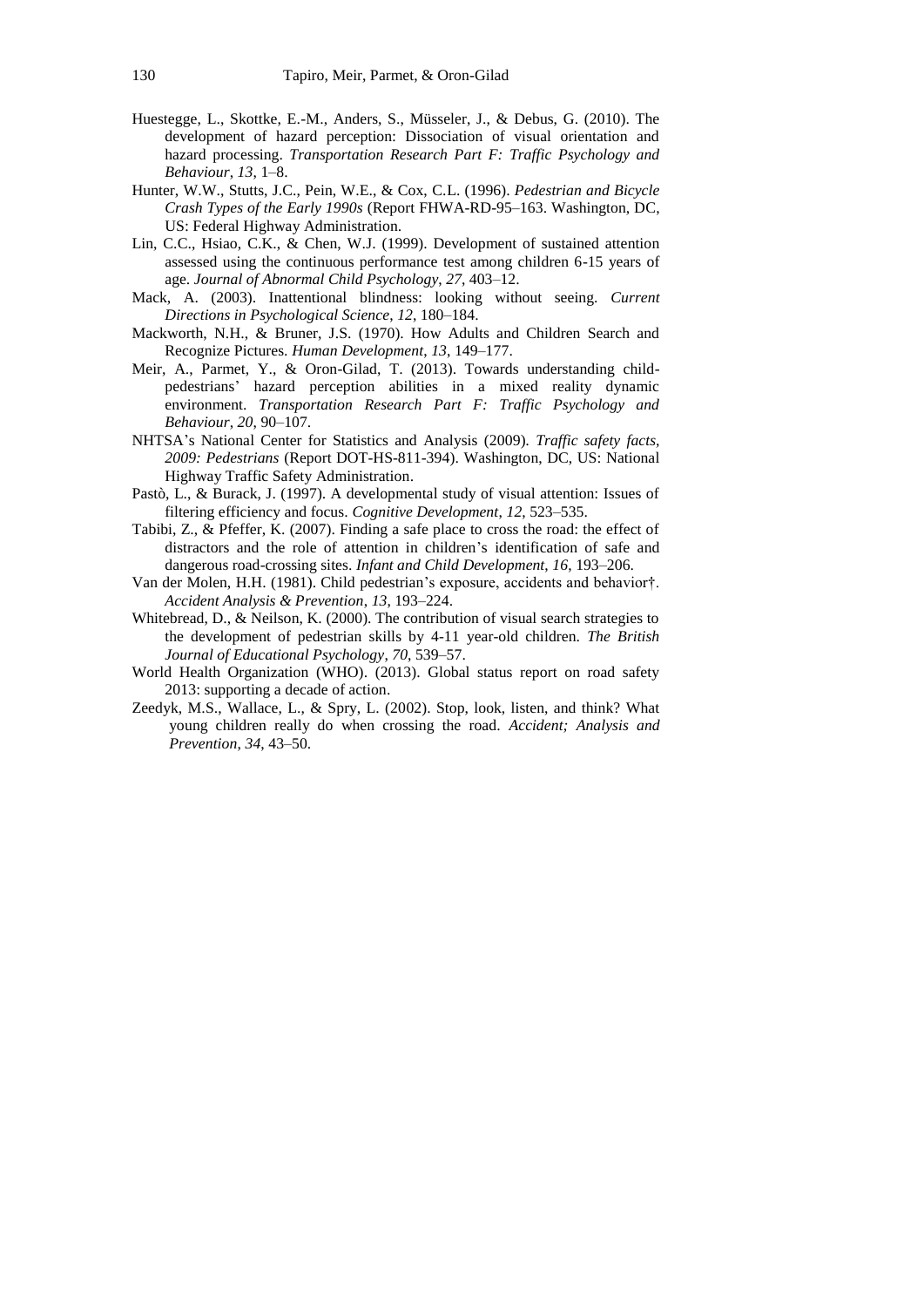Huestegge, L., Skottke, E.-M., Anders, S., Müsseler, J., & Debus, G. (2010). The development of hazard perception: Dissociation of visual orientation and hazard processing. *Transportation Research Part F: Traffic Psychology and Behaviour*, *13*, 1–8.

Hunter, W.W., Stutts, J.C., Pein, W.E., & Cox, C.L. (1996). *Pedestrian and Bicycle Crash Types of the Early 1990s* (Report FHWA-RD-95–163. Washington, DC, US: Federal Highway Administration.

Lin, C.C., Hsiao, C.K., & Chen, W.J. (1999). Development of sustained attention assessed using the continuous performance test among children 6-15 years of age. *Journal of Abnormal Child Psychology*, *27*, 403–12.

Mack, A. (2003). Inattentional blindness: looking without seeing. *Current Directions in Psychological Science*, *12*, 180–184.

Mackworth, N.H., & Bruner, J.S. (1970). How Adults and Children Search and Recognize Pictures. *Human Development*, *13*, 149–177.

Meir, A., Parmet, Y., & Oron-Gilad, T. (2013). Towards understanding child-pedestrians' hazard perception abilities in a mixed reality dynamic environment. *Transportation Research Part F: Traffic Psychology and Behaviour, 20*, 90–107.

NHTSA's National Center for Statistics and Analysis (2009). *Traffic safety facts, 2009: Pedestrians* (Report DOT-HS-811-394). Washington, DC, US: National Highway Traffic Safety Administration.

Pastò, L., & Burack, J. (1997). A developmental study of visual attention: Issues of filtering efficiency and focus. *Cognitive Development*, *12*, 523–535.

Tabibi, Z., & Pfeffer, K. (2007). Finding a safe place to cross the road: the effect of distractors and the role of attention in children's identification of safe and dangerous road-crossing sites. *Infant and Child Development*, *16*, 193–206.

Van der Molen, H.H. (1981). Child pedestrian's exposure, accidents and behavior†. *Accident Analysis & Prevention*, *13*, 193–224.

Whitebread, D., & Neilson, K. (2000). The contribution of visual search strategies to the development of pedestrian skills by 4-11 year-old children. *The British Journal of Educational Psychology*, *70*, 539–57.

World Health Organization (WHO). (2013). Global status report on road safety 2013: supporting a decade of action.

Zeedyk, M.S., Wallace, L., & Spry, L. (2002). Stop, look, listen, and think? What young children really do when crossing the road. *Accident; Analysis and Prevention*, *34*, 43–50.